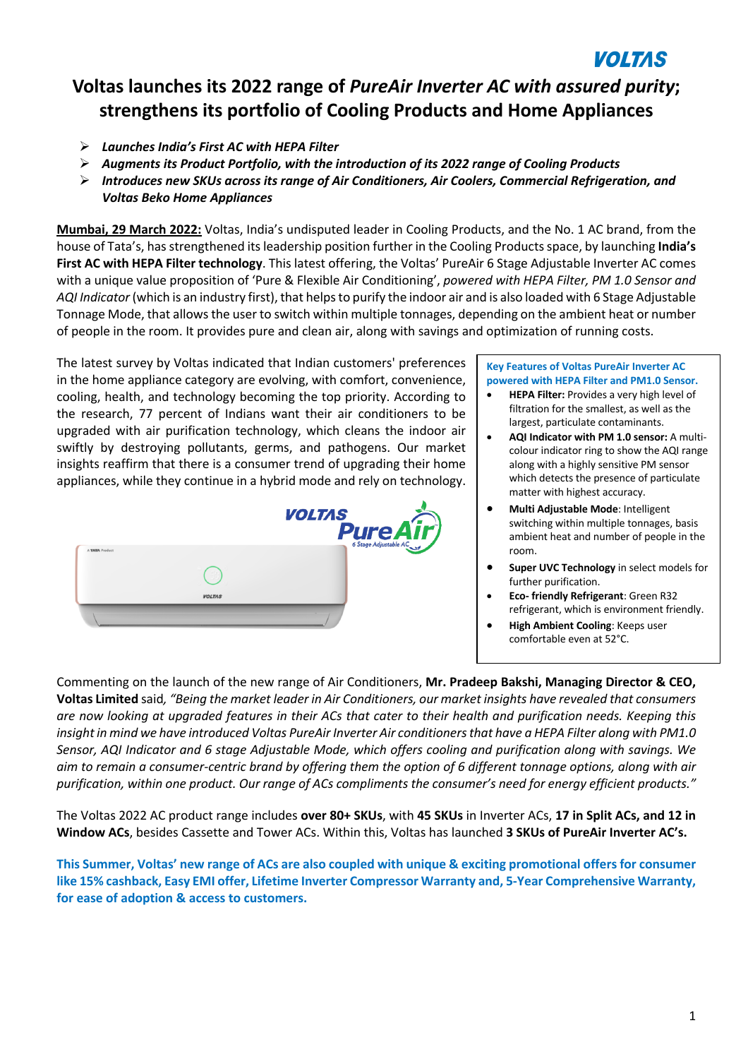# Voltas launches its 2022 range of *PureAir Inverter AC with assured purity*; strengthens its portfolio of Cooling Products and Home Appliances

- ***Launches India's First AC with HEPA Filter***
- ***Augments its Product Portfolio, with the introduction of its 2022 range of Cooling Products***
- ***Introduces new SKUs across its range of Air Conditioners, Air Coolers, Commercial Refrigeration, and Voltas Beko Home Appliances***

**Mumbai, 29 March 2022:** Voltas, India's undisputed leader in Cooling Products, and the No. 1 AC brand, from the house of Tata's, has strengthened its leadership position further in the Cooling Products space, by launching **India's First AC with HEPA Filter technology**. This latest offering, the Voltas' PureAir 6 Stage Adjustable Inverter AC comes with a unique value proposition of 'Pure & Flexible Air Conditioning', *powered with HEPA Filter, PM 1.0 Sensor and AQI Indicator* (which is an industry first), that helps to purify the indoor air and is also loaded with 6 Stage Adjustable Tonnage Mode, that allows the user to switch within multiple tonnages, depending on the ambient heat or number of people in the room. It provides pure and clean air, along with savings and optimization of running costs.

The latest survey by Voltas indicated that Indian customers' preferences in the home appliance category are evolving, with comfort, convenience, cooling, health, and technology becoming the top priority. According to the research, 77 percent of Indians want their air conditioners to be upgraded with air purification technology, which cleans the indoor air swiftly by destroying pollutants, germs, and pathogens. Our market insights reaffirm that there is a consumer trend of upgrading their home appliances, while they continue in a hybrid mode and rely on technology.

**Key Features of Voltas PureAir Inverter AC powered with HEPA Filter and PM1.0 Sensor.**

- **HEPA Filter:** Provides a very high level of filtration for the smallest, as well as the largest, particulate contaminants.
- **AQI Indicator with PM 1.0 sensor:** A multi-colour indicator ring to show the AQI range along with a highly sensitive PM sensor which detects the presence of particulate matter with highest accuracy.
- **Multi Adjustable Mode**: Intelligent switching within multiple tonnages, basis ambient heat and number of people in the room.
- **Super UVC Technology** in select models for further purification.
- **Eco- friendly Refrigerant**: Green R32 refrigerant, which is environment friendly.
- **High Ambient Cooling**: Keeps user comfortable even at 52°C.

Commenting on the launch of the new range of Air Conditioners, **Mr. Pradeep Bakshi, Managing Director & CEO, Voltas Limited** said, *"Being the market leader in Air Conditioners, our market insights have revealed that consumers are now looking at upgraded features in their ACs that cater to their health and purification needs. Keeping this insight in mind we have introduced Voltas PureAir Inverter Air conditioners that have a HEPA Filter along with PM1.0 Sensor, AQI Indicator and 6 stage Adjustable Mode, which offers cooling and purification along with savings. We aim to remain a consumer-centric brand by offering them the option of 6 different tonnage options, along with air purification, within one product. Our range of ACs compliments the consumer's need for energy efficient products."*

The Voltas 2022 AC product range includes **over 80+ SKUs**, with **45 SKUs** in Inverter ACs, **17 in Split ACs, and 12 in Window ACs**, besides Cassette and Tower ACs. Within this, Voltas has launched **3 SKUs of PureAir Inverter AC's.**

**This Summer, Voltas' new range of ACs are also coupled with unique & exciting promotional offers for consumer like 15% cashback, Easy EMI offer, Lifetime Inverter Compressor Warranty and, 5-Year Comprehensive Warranty, for ease of adoption & access to customers.**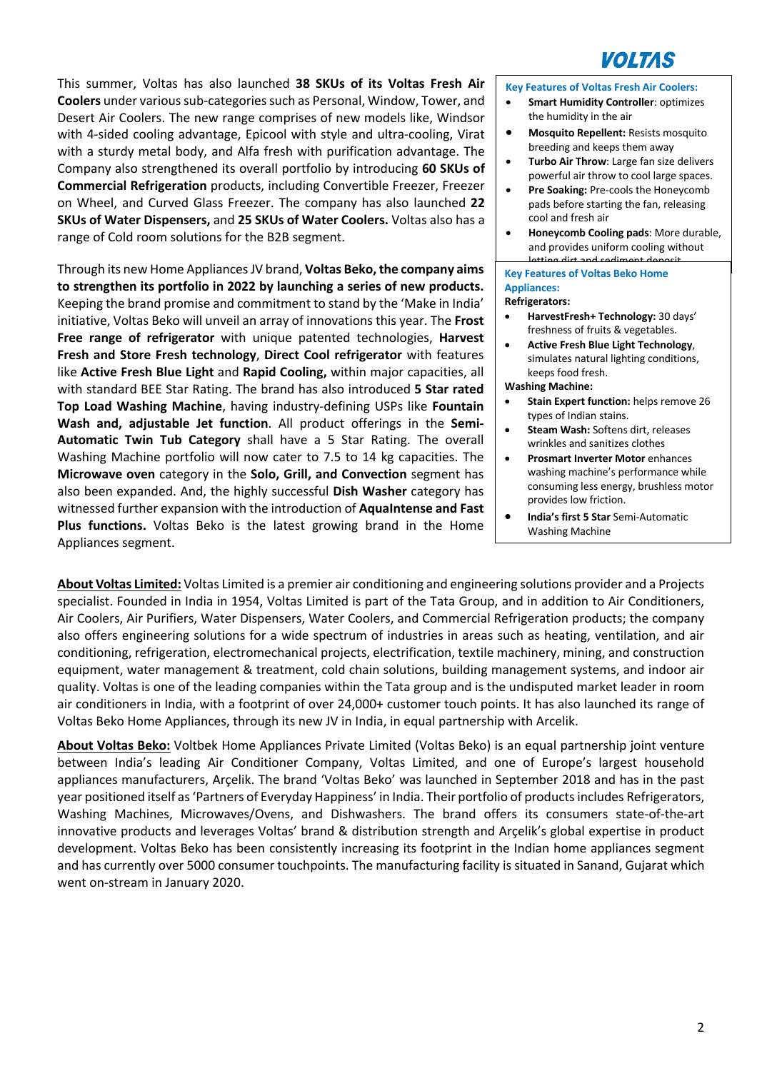This summer, Voltas has also launched **38 SKUs of its Voltas Fresh Air Coolers** under various sub-categories such as Personal, Window, Tower, and Desert Air Coolers. The new range comprises of new models like, Windsor with 4-sided cooling advantage, Epicool with style and ultra-cooling, Virat with a sturdy metal body, and Alfa fresh with purification advantage. The Company also strengthened its overall portfolio by introducing **60 SKUs of Commercial Refrigeration** products, including Convertible Freezer, Freezer on Wheel, and Curved Glass Freezer. The company has also launched **22 SKUs of Water Dispensers,** and **25 SKUs of Water Coolers.** Voltas also has a range of Cold room solutions for the B2B segment.

Through its new Home Appliances JV brand, **Voltas Beko, the company aims to strengthen its portfolio in 2022 by launching a series of new products.** Keeping the brand promise and commitment to stand by the 'Make in India' initiative, Voltas Beko will unveil an array of innovations this year. The **Frost Free range of refrigerator** with unique patented technologies, **Harvest Fresh and Store Fresh technology**, **Direct Cool refrigerator** with features like **Active Fresh Blue Light** and **Rapid Cooling,** within major capacities, all with standard BEE Star Rating. The brand has also introduced **5 Star rated Top Load Washing Machine**, having industry-defining USPs like **Fountain Wash and, adjustable Jet function**. All product offerings in the **Semi-Automatic Twin Tub Category** shall have a 5 Star Rating. The overall Washing Machine portfolio will now cater to 7.5 to 14 kg capacities. The **Microwave oven** category in the **Solo, Grill, and Convection** segment has also been expanded. And, the highly successful **Dish Washer** category has witnessed further expansion with the introduction of **AquaIntense and Fast Plus functions.** Voltas Beko is the latest growing brand in the Home Appliances segment.

**Key Features of Voltas Fresh Air Coolers:**

- **Smart Humidity Controller**: optimizes the humidity in the air
- **Mosquito Repellent:** Resists mosquito breeding and keeps them away
- **Turbo Air Throw**: Large fan size delivers powerful air throw to cool large spaces.
- **Pre Soaking:** Pre-cools the Honeycomb pads before starting the fan, releasing cool and fresh air
- **Honeycomb Cooling pads**: More durable, and provides uniform cooling without letting dirt and sediment deposit

**Key Features of Voltas Beko Home Appliances:**

**Refrigerators:**

- **HarvestFresh+ Technology:** 30 days' freshness of fruits & vegetables.
- **Active Fresh Blue Light Technology**, simulates natural lighting conditions, keeps food fresh.

**Washing Machine:**

- **Stain Expert function:** helps remove 26 types of Indian stains.
- **Steam Wash:** Softens dirt, releases wrinkles and sanitizes clothes
- **Prosmart Inverter Motor** enhances washing machine's performance while consuming less energy, brushless motor provides low friction.
- **India's first 5 Star** Semi-Automatic Washing Machine

**About Voltas Limited:** Voltas Limited is a premier air conditioning and engineering solutions provider and a Projects specialist. Founded in India in 1954, Voltas Limited is part of the Tata Group, and in addition to Air Conditioners, Air Coolers, Air Purifiers, Water Dispensers, Water Coolers, and Commercial Refrigeration products; the company also offers engineering solutions for a wide spectrum of industries in areas such as heating, ventilation, and air conditioning, refrigeration, electromechanical projects, electrification, textile machinery, mining, and construction equipment, water management & treatment, cold chain solutions, building management systems, and indoor air quality. Voltas is one of the leading companies within the Tata group and is the undisputed market leader in room air conditioners in India, with a footprint of over 24,000+ customer touch points. It has also launched its range of Voltas Beko Home Appliances, through its new JV in India, in equal partnership with Arcelik.

**About Voltas Beko:** Voltbek Home Appliances Private Limited (Voltas Beko) is an equal partnership joint venture between India's leading Air Conditioner Company, Voltas Limited, and one of Europe's largest household appliances manufacturers, Arçelik. The brand 'Voltas Beko' was launched in September 2018 and has in the past year positioned itself as 'Partners of Everyday Happiness' in India. Their portfolio of products includes Refrigerators, Washing Machines, Microwaves/Ovens, and Dishwashers. The brand offers its consumers state-of-the-art innovative products and leverages Voltas' brand & distribution strength and Arçelik's global expertise in product development. Voltas Beko has been consistently increasing its footprint in the Indian home appliances segment and has currently over 5000 consumer touchpoints. The manufacturing facility is situated in Sanand, Gujarat which went on-stream in January 2020.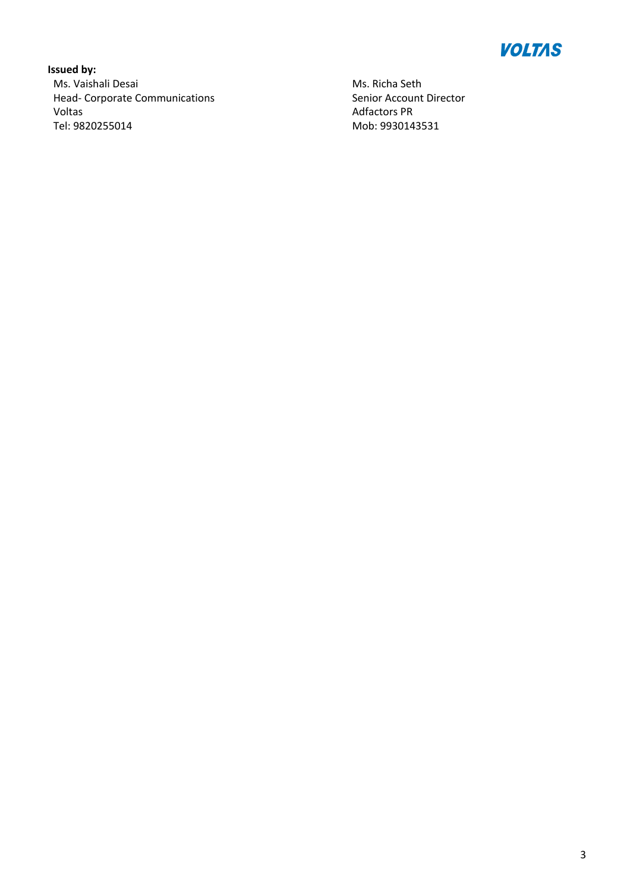**Issued by:**

Ms. Vaishali Desai
Head- Corporate Communications
Voltas
Tel: 9820255014

Ms. Richa Seth
Senior Account Director
Adfactors PR
Mob: 9930143531